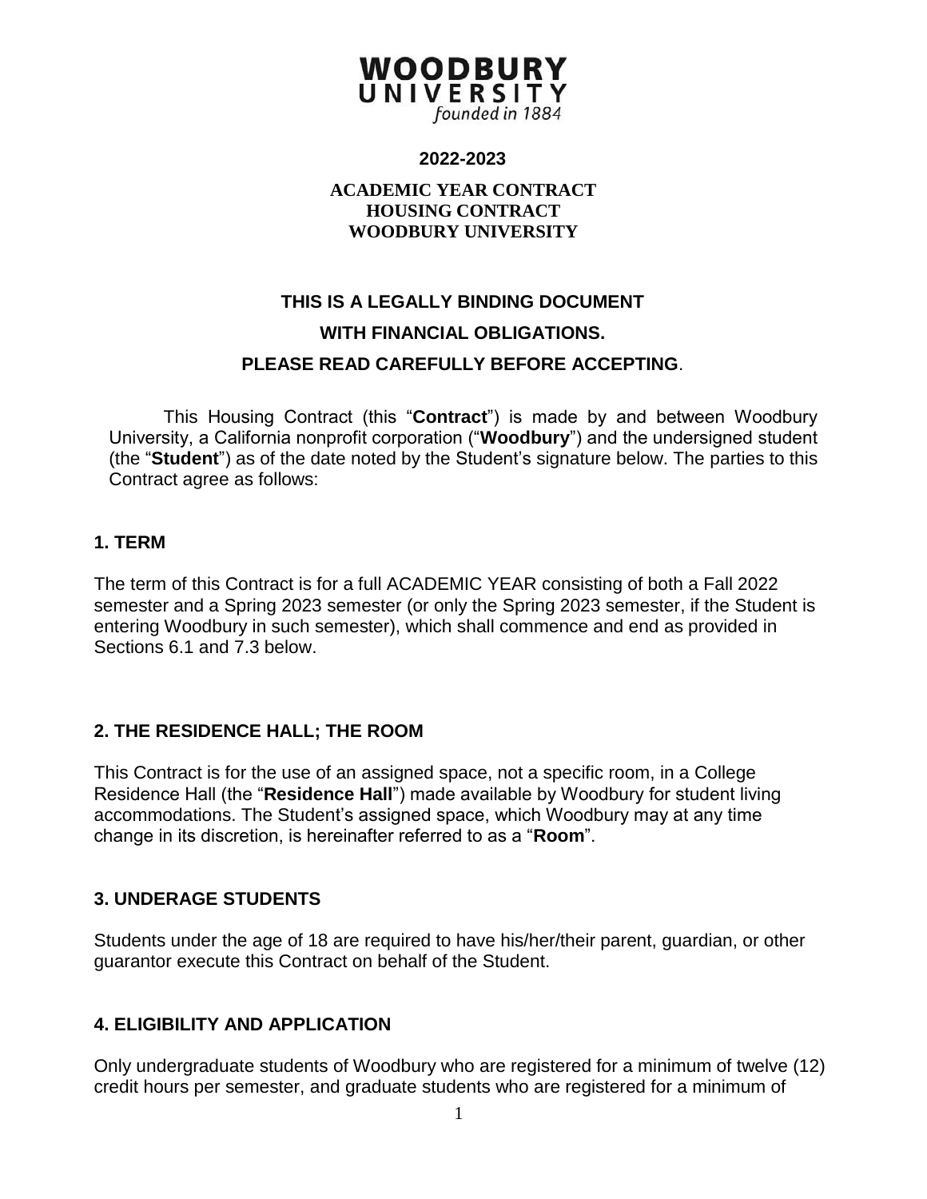**WOODBURY UNIVERSITY**
*founded in 1884*

**2022-2023**

**ACADEMIC YEAR CONTRACT**
**HOUSING CONTRACT**
**WOODBURY UNIVERSITY**

**THIS IS A LEGALLY BINDING DOCUMENT**

**WITH FINANCIAL OBLIGATIONS.**

**PLEASE READ CAREFULLY BEFORE ACCEPTING.**

This Housing Contract (this "**Contract**") is made by and between Woodbury University, a California nonprofit corporation ("**Woodbury**") and the undersigned student (the "**Student**") as of the date noted by the Student's signature below. The parties to this Contract agree as follows:

## 1. TERM

The term of this Contract is for a full ACADEMIC YEAR consisting of both a Fall 2022 semester and a Spring 2023 semester (or only the Spring 2023 semester, if the Student is entering Woodbury in such semester), which shall commence and end as provided in Sections 6.1 and 7.3 below.

## 2. THE RESIDENCE HALL; THE ROOM

This Contract is for the use of an assigned space, not a specific room, in a College Residence Hall (the "**Residence Hall**") made available by Woodbury for student living accommodations. The Student's assigned space, which Woodbury may at any time change in its discretion, is hereinafter referred to as a "**Room**".

## 3. UNDERAGE STUDENTS

Students under the age of 18 are required to have his/her/their parent, guardian, or other guarantor execute this Contract on behalf of the Student.

## 4. ELIGIBILITY AND APPLICATION

Only undergraduate students of Woodbury who are registered for a minimum of twelve (12) credit hours per semester, and graduate students who are registered for a minimum of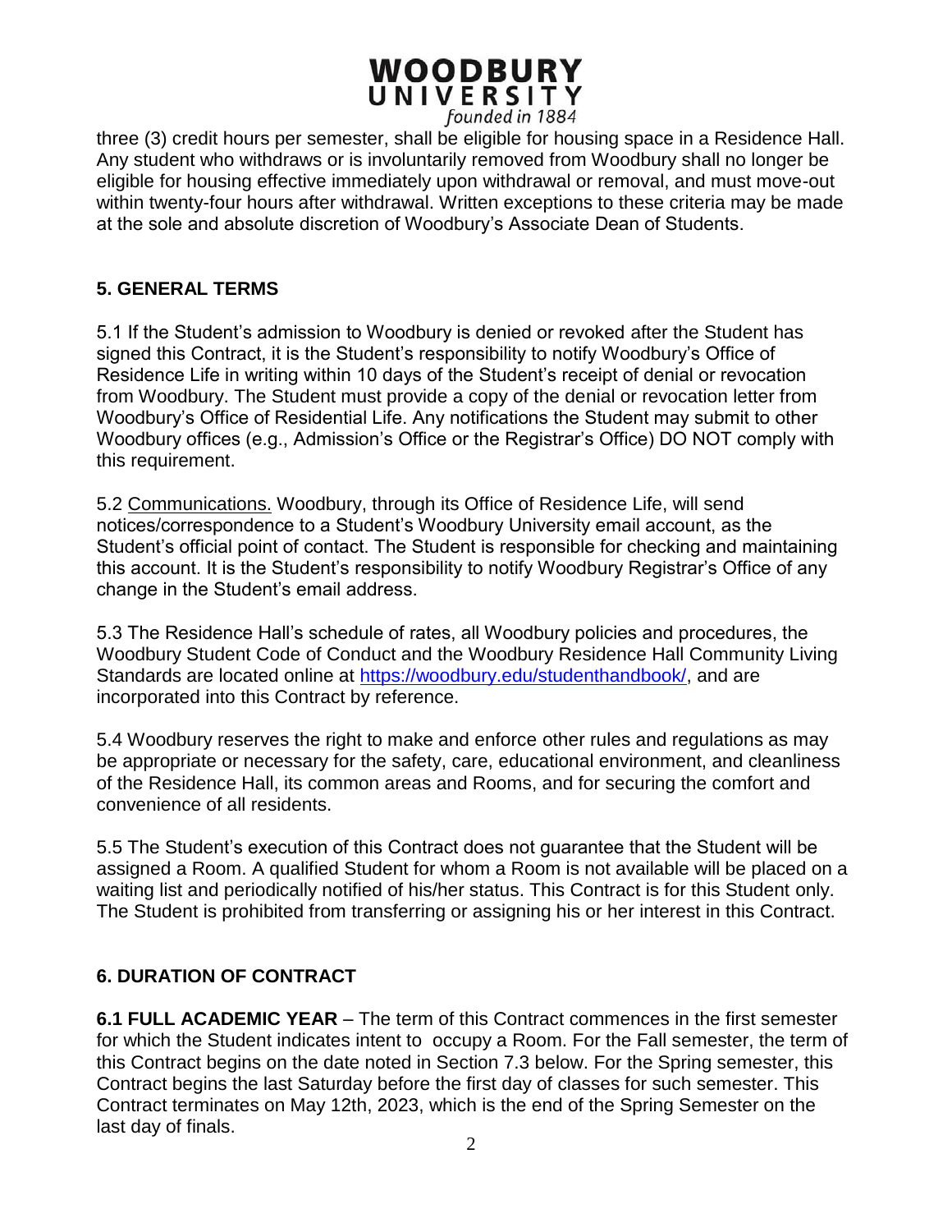three (3) credit hours per semester, shall be eligible for housing space in a Residence Hall. Any student who withdraws or is involuntarily removed from Woodbury shall no longer be eligible for housing effective immediately upon withdrawal or removal, and must move-out within twenty-four hours after withdrawal. Written exceptions to these criteria may be made at the sole and absolute discretion of Woodbury's Associate Dean of Students.

## 5. GENERAL TERMS

5.1 If the Student's admission to Woodbury is denied or revoked after the Student has signed this Contract, it is the Student's responsibility to notify Woodbury's Office of Residence Life in writing within 10 days of the Student's receipt of denial or revocation from Woodbury. The Student must provide a copy of the denial or revocation letter from Woodbury's Office of Residential Life. Any notifications the Student may submit to other Woodbury offices (e.g., Admission's Office or the Registrar's Office) DO NOT comply with this requirement.

5.2 Communications. Woodbury, through its Office of Residence Life, will send notices/correspondence to a Student's Woodbury University email account, as the Student's official point of contact. The Student is responsible for checking and maintaining this account. It is the Student's responsibility to notify Woodbury Registrar's Office of any change in the Student's email address.

5.3 The Residence Hall's schedule of rates, all Woodbury policies and procedures, the Woodbury Student Code of Conduct and the Woodbury Residence Hall Community Living Standards are located online at https://woodbury.edu/studenthandbook/, and are incorporated into this Contract by reference.

5.4 Woodbury reserves the right to make and enforce other rules and regulations as may be appropriate or necessary for the safety, care, educational environment, and cleanliness of the Residence Hall, its common areas and Rooms, and for securing the comfort and convenience of all residents.

5.5 The Student's execution of this Contract does not guarantee that the Student will be assigned a Room. A qualified Student for whom a Room is not available will be placed on a waiting list and periodically notified of his/her status. This Contract is for this Student only. The Student is prohibited from transferring or assigning his or her interest in this Contract.

## 6. DURATION OF CONTRACT

**6.1 FULL ACADEMIC YEAR** – The term of this Contract commences in the first semester for which the Student indicates intent to occupy a Room. For the Fall semester, the term of this Contract begins on the date noted in Section 7.3 below. For the Spring semester, this Contract begins the last Saturday before the first day of classes for such semester. This Contract terminates on May 12th, 2023, which is the end of the Spring Semester on the last day of finals.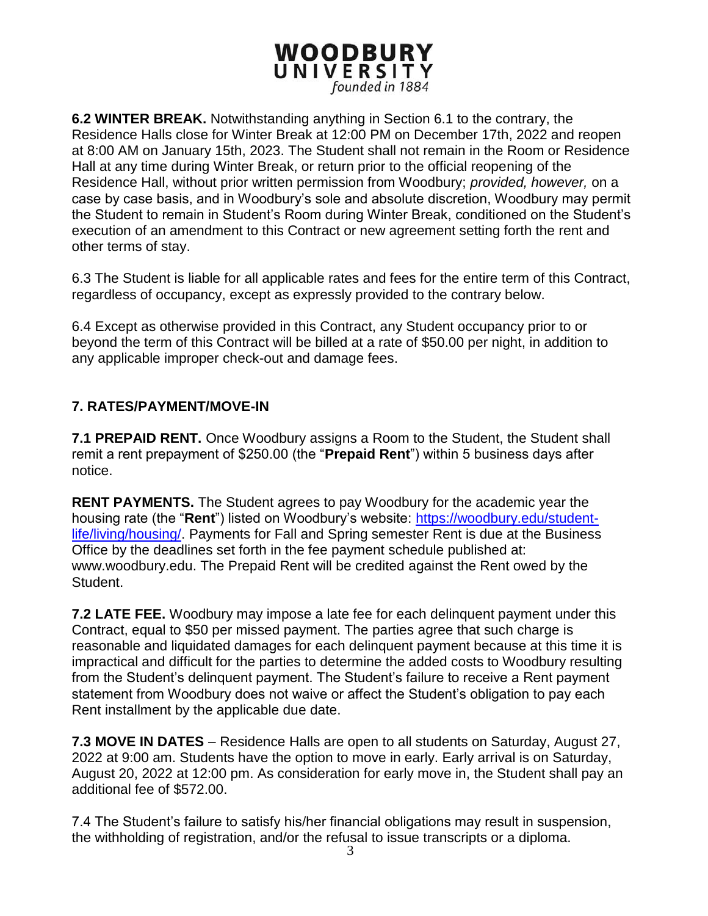**6.2 WINTER BREAK.** Notwithstanding anything in Section 6.1 to the contrary, the Residence Halls close for Winter Break at 12:00 PM on December 17th, 2022 and reopen at 8:00 AM on January 15th, 2023. The Student shall not remain in the Room or Residence Hall at any time during Winter Break, or return prior to the official reopening of the Residence Hall, without prior written permission from Woodbury; *provided, however,* on a case by case basis, and in Woodbury's sole and absolute discretion, Woodbury may permit the Student to remain in Student's Room during Winter Break, conditioned on the Student's execution of an amendment to this Contract or new agreement setting forth the rent and other terms of stay.

6.3 The Student is liable for all applicable rates and fees for the entire term of this Contract, regardless of occupancy, except as expressly provided to the contrary below.

6.4 Except as otherwise provided in this Contract, any Student occupancy prior to or beyond the term of this Contract will be billed at a rate of $50.00 per night, in addition to any applicable improper check-out and damage fees.

## 7. RATES/PAYMENT/MOVE-IN

**7.1 PREPAID RENT.** Once Woodbury assigns a Room to the Student, the Student shall remit a rent prepayment of $250.00 (the "**Prepaid Rent**") within 5 business days after notice.

**RENT PAYMENTS.** The Student agrees to pay Woodbury for the academic year the housing rate (the "**Rent**") listed on Woodbury's website: [https://woodbury.edu/student-life/living/housing/](https://woodbury.edu/student-life/living/housing/). Payments for Fall and Spring semester Rent is due at the Business Office by the deadlines set forth in the fee payment schedule published at: www.woodbury.edu. The Prepaid Rent will be credited against the Rent owed by the Student.

**7.2 LATE FEE.** Woodbury may impose a late fee for each delinquent payment under this Contract, equal to $50 per missed payment. The parties agree that such charge is reasonable and liquidated damages for each delinquent payment because at this time it is impractical and difficult for the parties to determine the added costs to Woodbury resulting from the Student's delinquent payment. The Student's failure to receive a Rent payment statement from Woodbury does not waive or affect the Student's obligation to pay each Rent installment by the applicable due date.

**7.3 MOVE IN DATES** – Residence Halls are open to all students on Saturday, August 27, 2022 at 9:00 am. Students have the option to move in early. Early arrival is on Saturday, August 20, 2022 at 12:00 pm. As consideration for early move in, the Student shall pay an additional fee of $572.00.

7.4 The Student's failure to satisfy his/her financial obligations may result in suspension, the withholding of registration, and/or the refusal to issue transcripts or a diploma.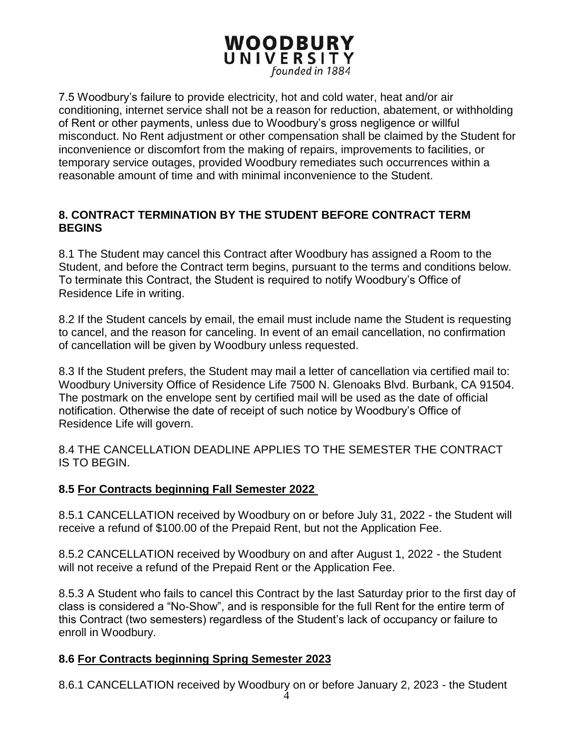7.5 Woodbury's failure to provide electricity, hot and cold water, heat and/or air conditioning, internet service shall not be a reason for reduction, abatement, or withholding of Rent or other payments, unless due to Woodbury's gross negligence or willful misconduct. No Rent adjustment or other compensation shall be claimed by the Student for inconvenience or discomfort from the making of repairs, improvements to facilities, or temporary service outages, provided Woodbury remediates such occurrences within a reasonable amount of time and with minimal inconvenience to the Student.

## 8. CONTRACT TERMINATION BY THE STUDENT BEFORE CONTRACT TERM BEGINS

8.1 The Student may cancel this Contract after Woodbury has assigned a Room to the Student, and before the Contract term begins, pursuant to the terms and conditions below. To terminate this Contract, the Student is required to notify Woodbury's Office of Residence Life in writing.

8.2 If the Student cancels by email, the email must include name the Student is requesting to cancel, and the reason for canceling. In event of an email cancellation, no confirmation of cancellation will be given by Woodbury unless requested.

8.3 If the Student prefers, the Student may mail a letter of cancellation via certified mail to: Woodbury University Office of Residence Life 7500 N. Glenoaks Blvd. Burbank, CA 91504. The postmark on the envelope sent by certified mail will be used as the date of official notification. Otherwise the date of receipt of such notice by Woodbury's Office of Residence Life will govern.

8.4 THE CANCELLATION DEADLINE APPLIES TO THE SEMESTER THE CONTRACT IS TO BEGIN.

### 8.5 For Contracts beginning Fall Semester 2022

8.5.1 CANCELLATION received by Woodbury on or before July 31, 2022 - the Student will receive a refund of $100.00 of the Prepaid Rent, but not the Application Fee.

8.5.2 CANCELLATION received by Woodbury on and after August 1, 2022 - the Student will not receive a refund of the Prepaid Rent or the Application Fee.

8.5.3 A Student who fails to cancel this Contract by the last Saturday prior to the first day of class is considered a "No-Show", and is responsible for the full Rent for the entire term of this Contract (two semesters) regardless of the Student's lack of occupancy or failure to enroll in Woodbury.

### 8.6 For Contracts beginning Spring Semester 2023

8.6.1 CANCELLATION received by Woodbury on or before January 2, 2023 - the Student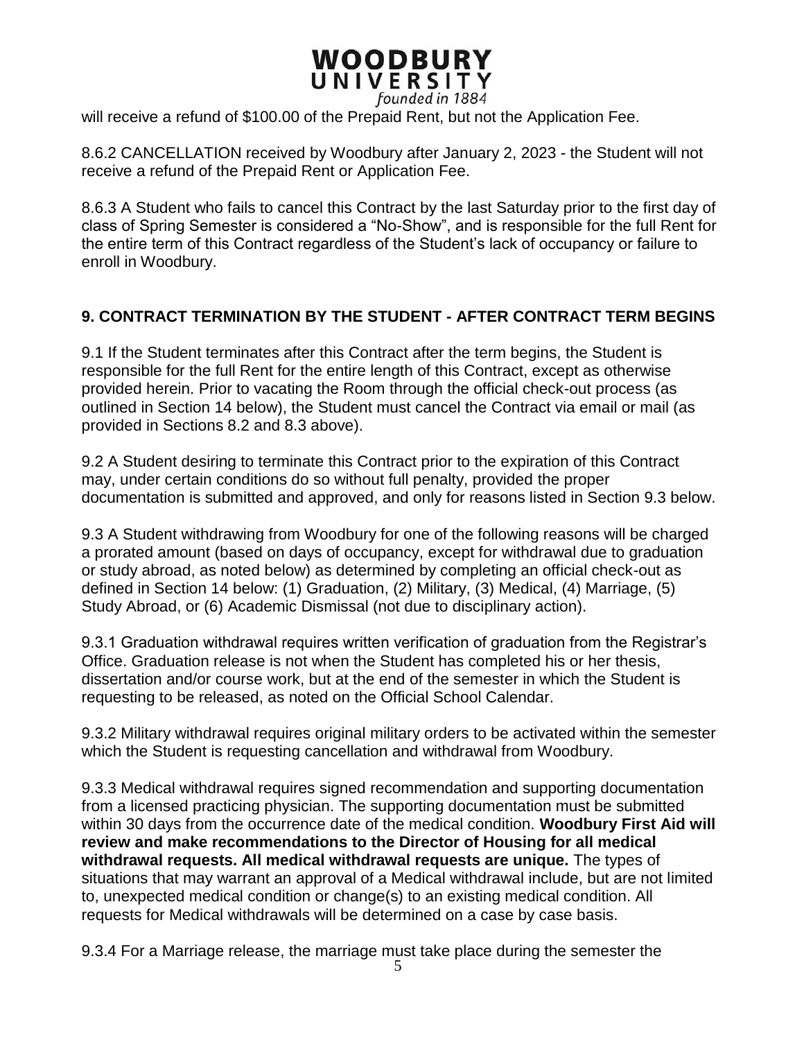will receive a refund of $100.00 of the Prepaid Rent, but not the Application Fee.

8.6.2 CANCELLATION received by Woodbury after January 2, 2023 - the Student will not receive a refund of the Prepaid Rent or Application Fee.

8.6.3 A Student who fails to cancel this Contract by the last Saturday prior to the first day of class of Spring Semester is considered a "No-Show", and is responsible for the full Rent for the entire term of this Contract regardless of the Student's lack of occupancy or failure to enroll in Woodbury.

## 9. CONTRACT TERMINATION BY THE STUDENT - AFTER CONTRACT TERM BEGINS

9.1 If the Student terminates after this Contract after the term begins, the Student is responsible for the full Rent for the entire length of this Contract, except as otherwise provided herein. Prior to vacating the Room through the official check-out process (as outlined in Section 14 below), the Student must cancel the Contract via email or mail (as provided in Sections 8.2 and 8.3 above).

9.2 A Student desiring to terminate this Contract prior to the expiration of this Contract may, under certain conditions do so without full penalty, provided the proper documentation is submitted and approved, and only for reasons listed in Section 9.3 below.

9.3 A Student withdrawing from Woodbury for one of the following reasons will be charged a prorated amount (based on days of occupancy, except for withdrawal due to graduation or study abroad, as noted below) as determined by completing an official check-out as defined in Section 14 below: (1) Graduation, (2) Military, (3) Medical, (4) Marriage, (5) Study Abroad, or (6) Academic Dismissal (not due to disciplinary action).

9.3.1 Graduation withdrawal requires written verification of graduation from the Registrar's Office. Graduation release is not when the Student has completed his or her thesis, dissertation and/or course work, but at the end of the semester in which the Student is requesting to be released, as noted on the Official School Calendar.

9.3.2 Military withdrawal requires original military orders to be activated within the semester which the Student is requesting cancellation and withdrawal from Woodbury.

9.3.3 Medical withdrawal requires signed recommendation and supporting documentation from a licensed practicing physician. The supporting documentation must be submitted within 30 days from the occurrence date of the medical condition. **Woodbury First Aid will review and make recommendations to the Director of Housing for all medical withdrawal requests. All medical withdrawal requests are unique.** The types of situations that may warrant an approval of a Medical withdrawal include, but are not limited to, unexpected medical condition or change(s) to an existing medical condition. All requests for Medical withdrawals will be determined on a case by case basis.

9.3.4 For a Marriage release, the marriage must take place during the semester the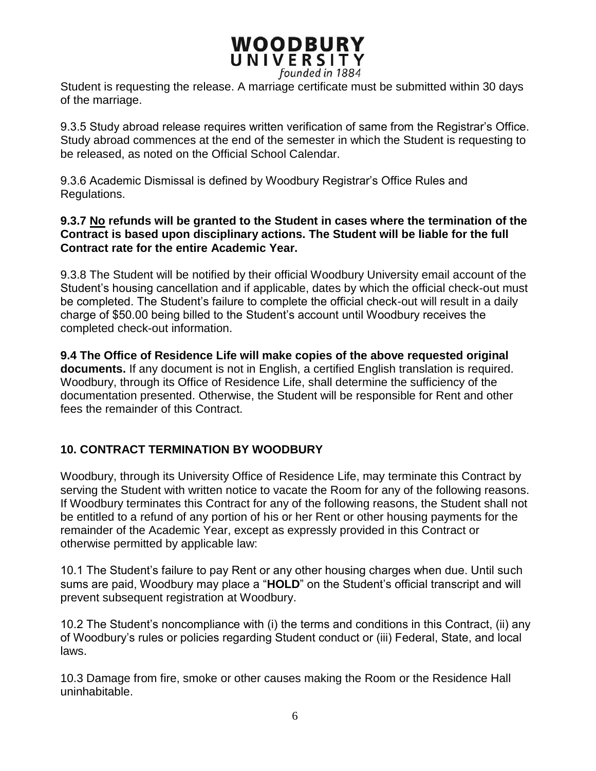Student is requesting the release. A marriage certificate must be submitted within 30 days of the marriage.

9.3.5 Study abroad release requires written verification of same from the Registrar's Office. Study abroad commences at the end of the semester in which the Student is requesting to be released, as noted on the Official School Calendar.

9.3.6 Academic Dismissal is defined by Woodbury Registrar's Office Rules and Regulations.

**9.3.7 <u>No</u> refunds will be granted to the Student in cases where the termination of the Contract is based upon disciplinary actions. The Student will be liable for the full Contract rate for the entire Academic Year.**

9.3.8 The Student will be notified by their official Woodbury University email account of the Student's housing cancellation and if applicable, dates by which the official check-out must be completed. The Student's failure to complete the official check-out will result in a daily charge of $50.00 being billed to the Student's account until Woodbury receives the completed check-out information.

**9.4 The Office of Residence Life will make copies of the above requested original documents.** If any document is not in English, a certified English translation is required. Woodbury, through its Office of Residence Life, shall determine the sufficiency of the documentation presented. Otherwise, the Student will be responsible for Rent and other fees the remainder of this Contract.

## 10. CONTRACT TERMINATION BY WOODBURY

Woodbury, through its University Office of Residence Life, may terminate this Contract by serving the Student with written notice to vacate the Room for any of the following reasons. If Woodbury terminates this Contract for any of the following reasons, the Student shall not be entitled to a refund of any portion of his or her Rent or other housing payments for the remainder of the Academic Year, except as expressly provided in this Contract or otherwise permitted by applicable law:

10.1 The Student's failure to pay Rent or any other housing charges when due. Until such sums are paid, Woodbury may place a "**HOLD**" on the Student's official transcript and will prevent subsequent registration at Woodbury.

10.2 The Student's noncompliance with (i) the terms and conditions in this Contract, (ii) any of Woodbury's rules or policies regarding Student conduct or (iii) Federal, State, and local laws.

10.3 Damage from fire, smoke or other causes making the Room or the Residence Hall uninhabitable.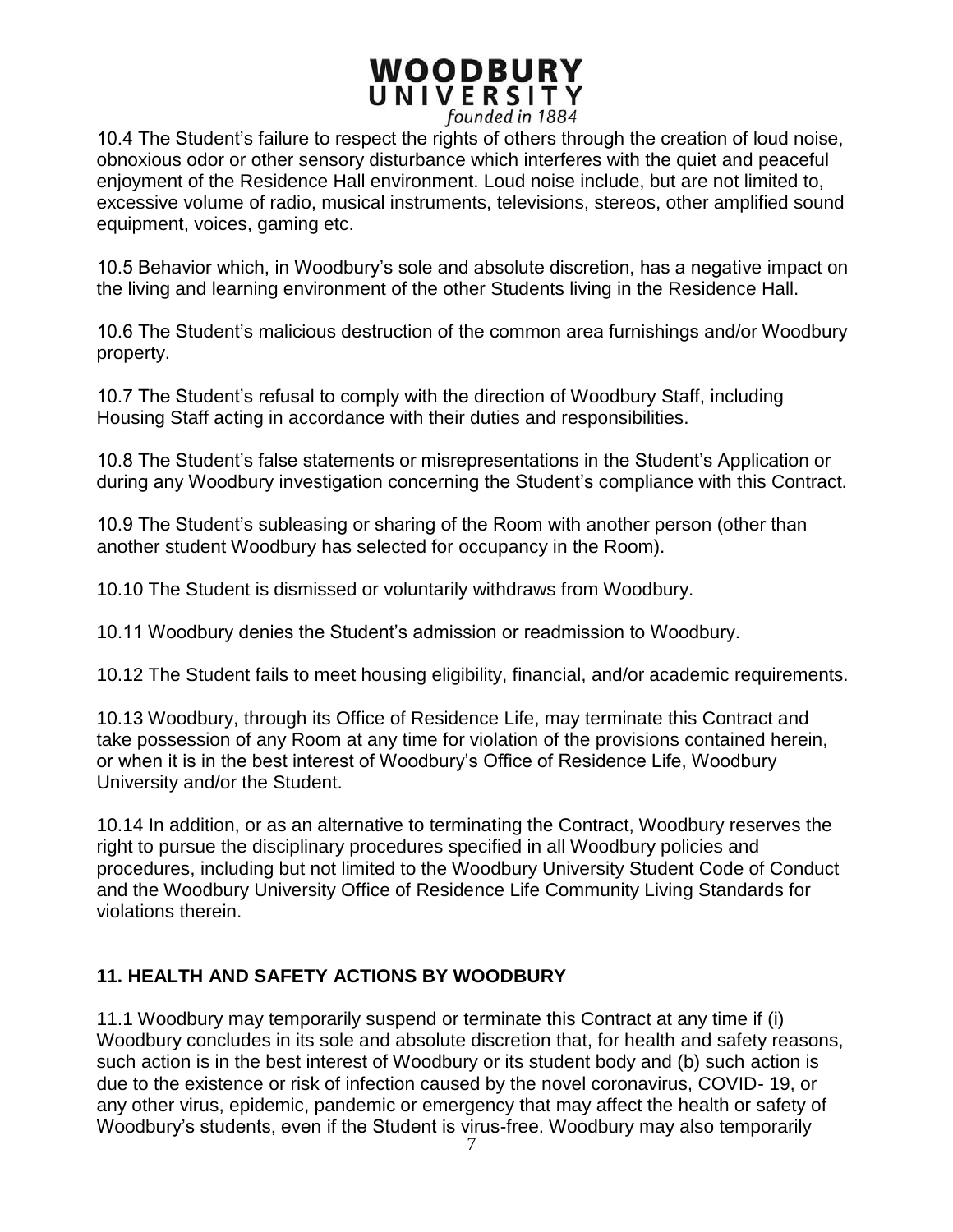10.4 The Student's failure to respect the rights of others through the creation of loud noise, obnoxious odor or other sensory disturbance which interferes with the quiet and peaceful enjoyment of the Residence Hall environment. Loud noise include, but are not limited to, excessive volume of radio, musical instruments, televisions, stereos, other amplified sound equipment, voices, gaming etc.

10.5 Behavior which, in Woodbury's sole and absolute discretion, has a negative impact on the living and learning environment of the other Students living in the Residence Hall.

10.6 The Student's malicious destruction of the common area furnishings and/or Woodbury property.

10.7 The Student's refusal to comply with the direction of Woodbury Staff, including Housing Staff acting in accordance with their duties and responsibilities.

10.8 The Student's false statements or misrepresentations in the Student's Application or during any Woodbury investigation concerning the Student's compliance with this Contract.

10.9 The Student's subleasing or sharing of the Room with another person (other than another student Woodbury has selected for occupancy in the Room).

10.10 The Student is dismissed or voluntarily withdraws from Woodbury.

10.11 Woodbury denies the Student's admission or readmission to Woodbury.

10.12 The Student fails to meet housing eligibility, financial, and/or academic requirements.

10.13 Woodbury, through its Office of Residence Life, may terminate this Contract and take possession of any Room at any time for violation of the provisions contained herein, or when it is in the best interest of Woodbury's Office of Residence Life, Woodbury University and/or the Student.

10.14 In addition, or as an alternative to terminating the Contract, Woodbury reserves the right to pursue the disciplinary procedures specified in all Woodbury policies and procedures, including but not limited to the Woodbury University Student Code of Conduct and the Woodbury University Office of Residence Life Community Living Standards for violations therein.

## 11. HEALTH AND SAFETY ACTIONS BY WOODBURY

11.1 Woodbury may temporarily suspend or terminate this Contract at any time if (i) Woodbury concludes in its sole and absolute discretion that, for health and safety reasons, such action is in the best interest of Woodbury or its student body and (b) such action is due to the existence or risk of infection caused by the novel coronavirus, COVID- 19, or any other virus, epidemic, pandemic or emergency that may affect the health or safety of Woodbury's students, even if the Student is virus-free. Woodbury may also temporarily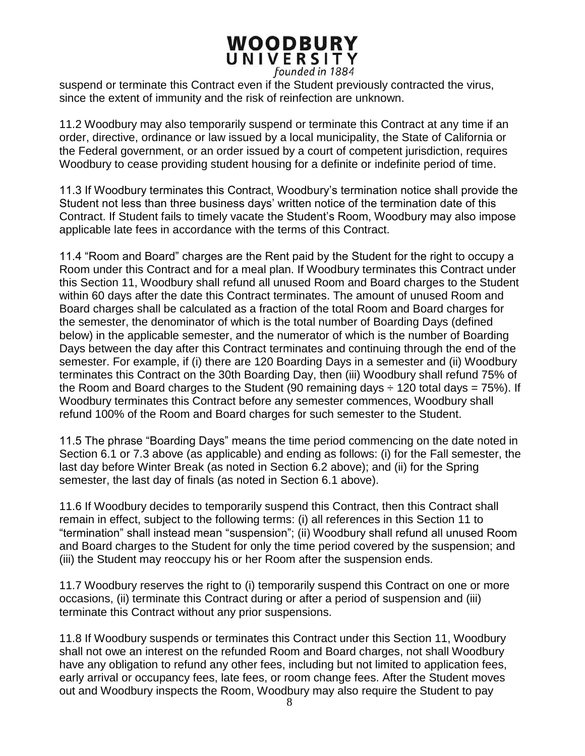suspend or terminate this Contract even if the Student previously contracted the virus, since the extent of immunity and the risk of reinfection are unknown.

11.2 Woodbury may also temporarily suspend or terminate this Contract at any time if an order, directive, ordinance or law issued by a local municipality, the State of California or the Federal government, or an order issued by a court of competent jurisdiction, requires Woodbury to cease providing student housing for a definite or indefinite period of time.

11.3 If Woodbury terminates this Contract, Woodbury's termination notice shall provide the Student not less than three business days' written notice of the termination date of this Contract. If Student fails to timely vacate the Student's Room, Woodbury may also impose applicable late fees in accordance with the terms of this Contract.

11.4 "Room and Board" charges are the Rent paid by the Student for the right to occupy a Room under this Contract and for a meal plan. If Woodbury terminates this Contract under this Section 11, Woodbury shall refund all unused Room and Board charges to the Student within 60 days after the date this Contract terminates. The amount of unused Room and Board charges shall be calculated as a fraction of the total Room and Board charges for the semester, the denominator of which is the total number of Boarding Days (defined below) in the applicable semester, and the numerator of which is the number of Boarding Days between the day after this Contract terminates and continuing through the end of the semester. For example, if (i) there are 120 Boarding Days in a semester and (ii) Woodbury terminates this Contract on the 30th Boarding Day, then (iii) Woodbury shall refund 75% of the Room and Board charges to the Student (90 remaining days ÷ 120 total days = 75%). If Woodbury terminates this Contract before any semester commences, Woodbury shall refund 100% of the Room and Board charges for such semester to the Student.

11.5 The phrase "Boarding Days" means the time period commencing on the date noted in Section 6.1 or 7.3 above (as applicable) and ending as follows: (i) for the Fall semester, the last day before Winter Break (as noted in Section 6.2 above); and (ii) for the Spring semester, the last day of finals (as noted in Section 6.1 above).

11.6 If Woodbury decides to temporarily suspend this Contract, then this Contract shall remain in effect, subject to the following terms: (i) all references in this Section 11 to "termination" shall instead mean "suspension"; (ii) Woodbury shall refund all unused Room and Board charges to the Student for only the time period covered by the suspension; and (iii) the Student may reoccupy his or her Room after the suspension ends.

11.7 Woodbury reserves the right to (i) temporarily suspend this Contract on one or more occasions, (ii) terminate this Contract during or after a period of suspension and (iii) terminate this Contract without any prior suspensions.

11.8 If Woodbury suspends or terminates this Contract under this Section 11, Woodbury shall not owe an interest on the refunded Room and Board charges, not shall Woodbury have any obligation to refund any other fees, including but not limited to application fees, early arrival or occupancy fees, late fees, or room change fees. After the Student moves out and Woodbury inspects the Room, Woodbury may also require the Student to pay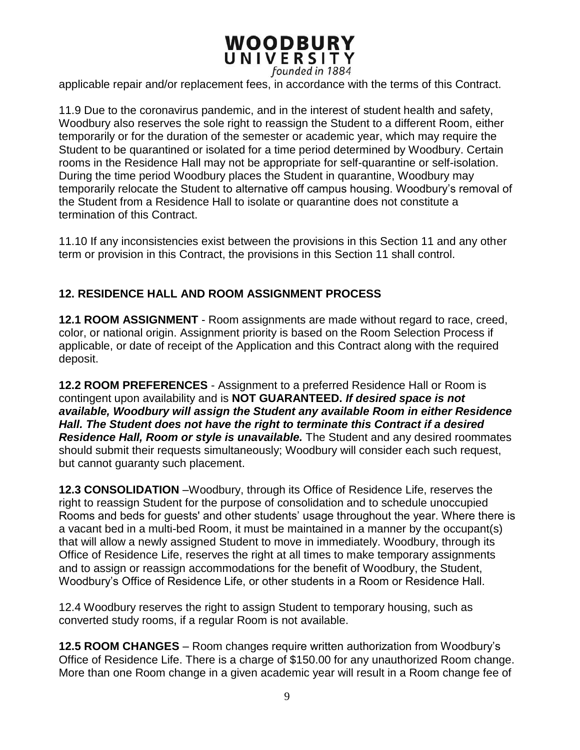applicable repair and/or replacement fees, in accordance with the terms of this Contract.

11.9 Due to the coronavirus pandemic, and in the interest of student health and safety, Woodbury also reserves the sole right to reassign the Student to a different Room, either temporarily or for the duration of the semester or academic year, which may require the Student to be quarantined or isolated for a time period determined by Woodbury. Certain rooms in the Residence Hall may not be appropriate for self-quarantine or self-isolation. During the time period Woodbury places the Student in quarantine, Woodbury may temporarily relocate the Student to alternative off campus housing. Woodbury's removal of the Student from a Residence Hall to isolate or quarantine does not constitute a termination of this Contract.

11.10 If any inconsistencies exist between the provisions in this Section 11 and any other term or provision in this Contract, the provisions in this Section 11 shall control.

## 12. RESIDENCE HALL AND ROOM ASSIGNMENT PROCESS

**12.1 ROOM ASSIGNMENT** - Room assignments are made without regard to race, creed, color, or national origin. Assignment priority is based on the Room Selection Process if applicable, or date of receipt of the Application and this Contract along with the required deposit.

**12.2 ROOM PREFERENCES** - Assignment to a preferred Residence Hall or Room is contingent upon availability and is **NOT GUARANTEED.** ***If desired space is not available, Woodbury will assign the Student any available Room in either Residence Hall. The Student does not have the right to terminate this Contract if a desired Residence Hall, Room or style is unavailable.*** The Student and any desired roommates should submit their requests simultaneously; Woodbury will consider each such request, but cannot guaranty such placement.

**12.3 CONSOLIDATION** –Woodbury, through its Office of Residence Life, reserves the right to reassign Student for the purpose of consolidation and to schedule unoccupied Rooms and beds for guests' and other students' usage throughout the year. Where there is a vacant bed in a multi-bed Room, it must be maintained in a manner by the occupant(s) that will allow a newly assigned Student to move in immediately. Woodbury, through its Office of Residence Life, reserves the right at all times to make temporary assignments and to assign or reassign accommodations for the benefit of Woodbury, the Student, Woodbury's Office of Residence Life, or other students in a Room or Residence Hall.

12.4 Woodbury reserves the right to assign Student to temporary housing, such as converted study rooms, if a regular Room is not available.

**12.5 ROOM CHANGES** – Room changes require written authorization from Woodbury's Office of Residence Life. There is a charge of $150.00 for any unauthorized Room change. More than one Room change in a given academic year will result in a Room change fee of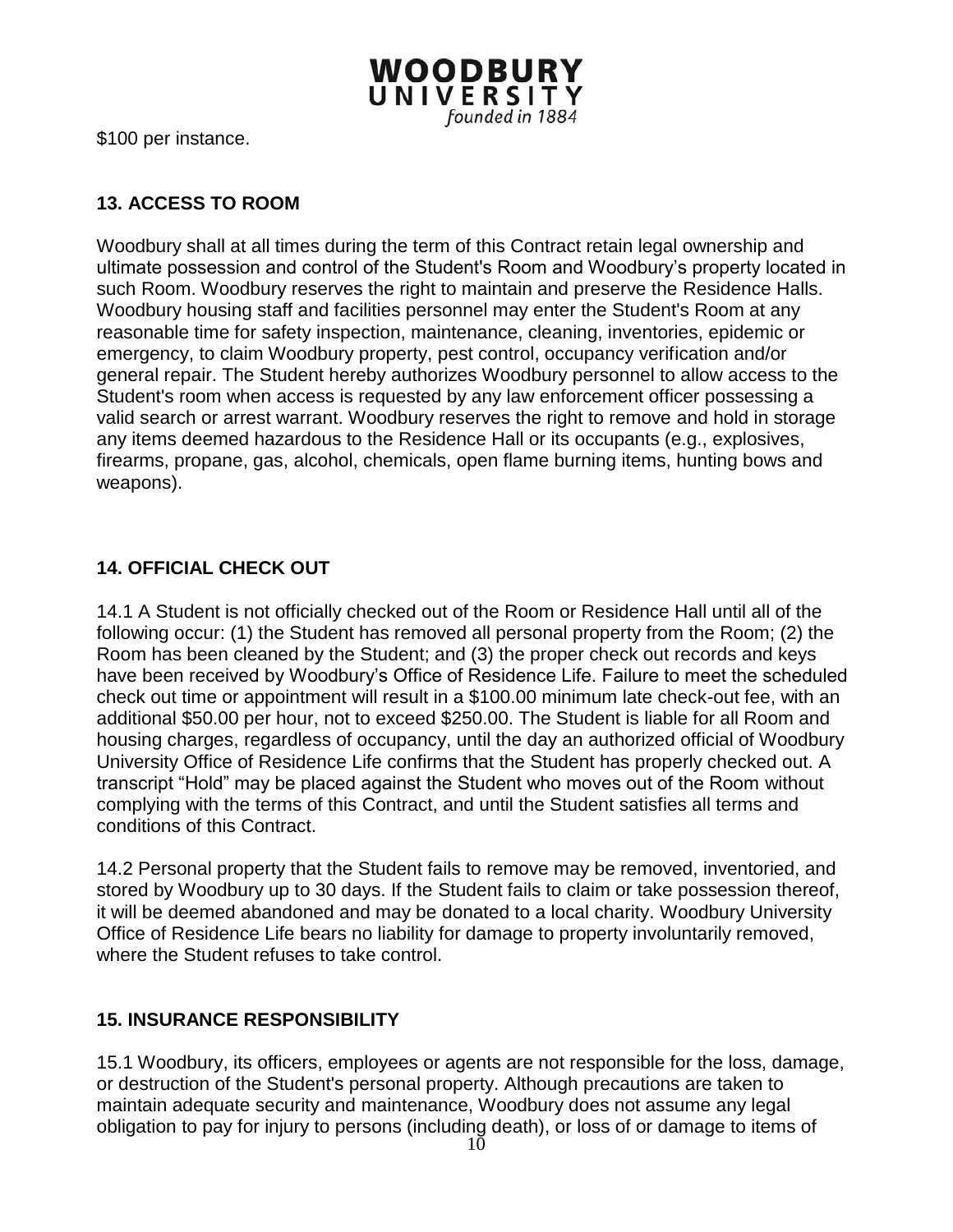$100 per instance.

## 13. ACCESS TO ROOM

Woodbury shall at all times during the term of this Contract retain legal ownership and ultimate possession and control of the Student's Room and Woodbury's property located in such Room. Woodbury reserves the right to maintain and preserve the Residence Halls. Woodbury housing staff and facilities personnel may enter the Student's Room at any reasonable time for safety inspection, maintenance, cleaning, inventories, epidemic or emergency, to claim Woodbury property, pest control, occupancy verification and/or general repair. The Student hereby authorizes Woodbury personnel to allow access to the Student's room when access is requested by any law enforcement officer possessing a valid search or arrest warrant. Woodbury reserves the right to remove and hold in storage any items deemed hazardous to the Residence Hall or its occupants (e.g., explosives, firearms, propane, gas, alcohol, chemicals, open flame burning items, hunting bows and weapons).

## 14. OFFICIAL CHECK OUT

14.1 A Student is not officially checked out of the Room or Residence Hall until all of the following occur: (1) the Student has removed all personal property from the Room; (2) the Room has been cleaned by the Student; and (3) the proper check out records and keys have been received by Woodbury's Office of Residence Life. Failure to meet the scheduled check out time or appointment will result in a $100.00 minimum late check-out fee, with an additional $50.00 per hour, not to exceed $250.00. The Student is liable for all Room and housing charges, regardless of occupancy, until the day an authorized official of Woodbury University Office of Residence Life confirms that the Student has properly checked out. A transcript "Hold" may be placed against the Student who moves out of the Room without complying with the terms of this Contract, and until the Student satisfies all terms and conditions of this Contract.

14.2 Personal property that the Student fails to remove may be removed, inventoried, and stored by Woodbury up to 30 days. If the Student fails to claim or take possession thereof, it will be deemed abandoned and may be donated to a local charity. Woodbury University Office of Residence Life bears no liability for damage to property involuntarily removed, where the Student refuses to take control.

## 15. INSURANCE RESPONSIBILITY

15.1 Woodbury, its officers, employees or agents are not responsible for the loss, damage, or destruction of the Student's personal property. Although precautions are taken to maintain adequate security and maintenance, Woodbury does not assume any legal obligation to pay for injury to persons (including death), or loss of or damage to items of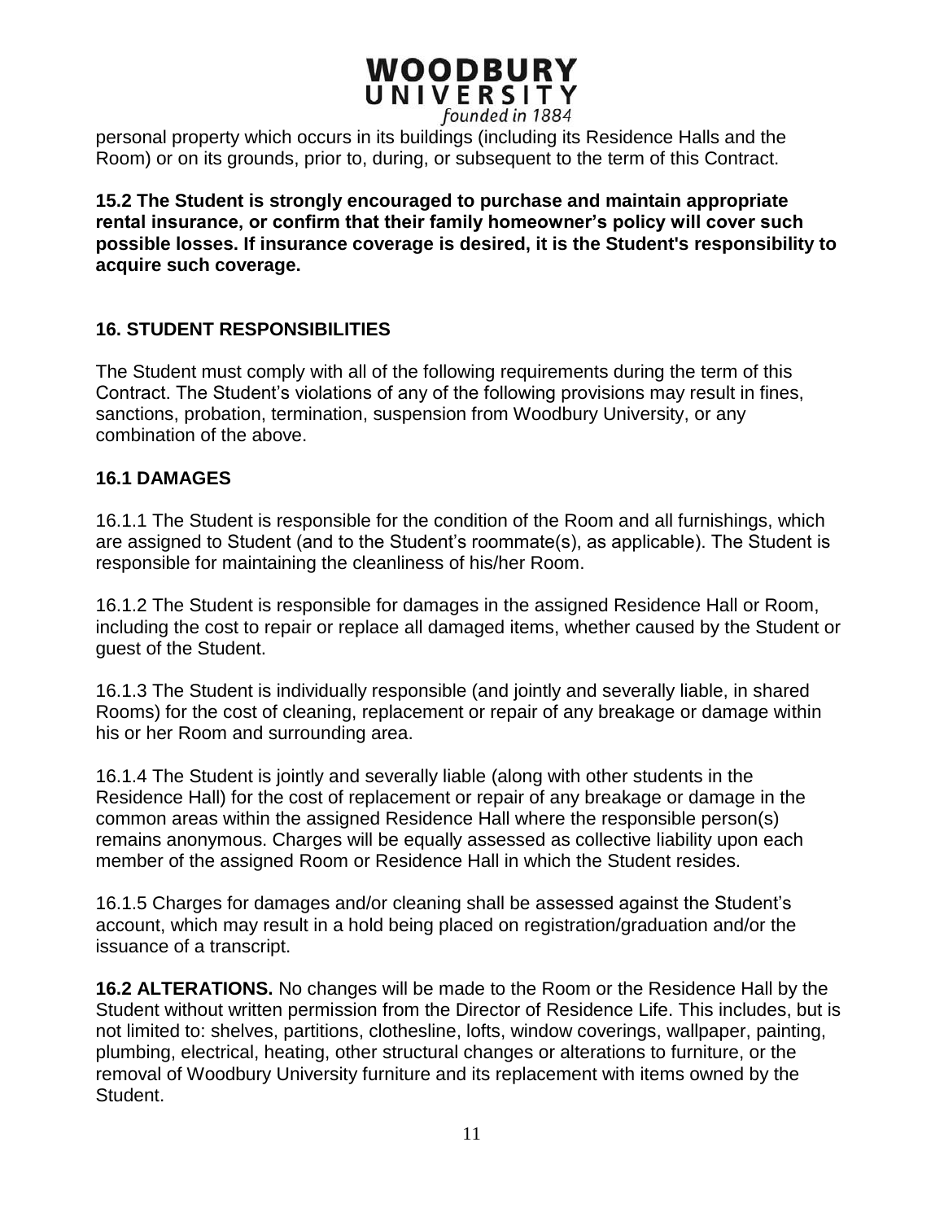personal property which occurs in its buildings (including its Residence Halls and the Room) or on its grounds, prior to, during, or subsequent to the term of this Contract.

**15.2 The Student is strongly encouraged to purchase and maintain appropriate rental insurance, or confirm that their family homeowner's policy will cover such possible losses. If insurance coverage is desired, it is the Student's responsibility to acquire such coverage.**

## 16. STUDENT RESPONSIBILITIES

The Student must comply with all of the following requirements during the term of this Contract. The Student's violations of any of the following provisions may result in fines, sanctions, probation, termination, suspension from Woodbury University, or any combination of the above.

### 16.1 DAMAGES

16.1.1 The Student is responsible for the condition of the Room and all furnishings, which are assigned to Student (and to the Student's roommate(s), as applicable). The Student is responsible for maintaining the cleanliness of his/her Room.

16.1.2 The Student is responsible for damages in the assigned Residence Hall or Room, including the cost to repair or replace all damaged items, whether caused by the Student or guest of the Student.

16.1.3 The Student is individually responsible (and jointly and severally liable, in shared Rooms) for the cost of cleaning, replacement or repair of any breakage or damage within his or her Room and surrounding area.

16.1.4 The Student is jointly and severally liable (along with other students in the Residence Hall) for the cost of replacement or repair of any breakage or damage in the common areas within the assigned Residence Hall where the responsible person(s) remains anonymous. Charges will be equally assessed as collective liability upon each member of the assigned Room or Residence Hall in which the Student resides.

16.1.5 Charges for damages and/or cleaning shall be assessed against the Student's account, which may result in a hold being placed on registration/graduation and/or the issuance of a transcript.

**16.2 ALTERATIONS.** No changes will be made to the Room or the Residence Hall by the Student without written permission from the Director of Residence Life. This includes, but is not limited to: shelves, partitions, clothesline, lofts, window coverings, wallpaper, painting, plumbing, electrical, heating, other structural changes or alterations to furniture, or the removal of Woodbury University furniture and its replacement with items owned by the Student.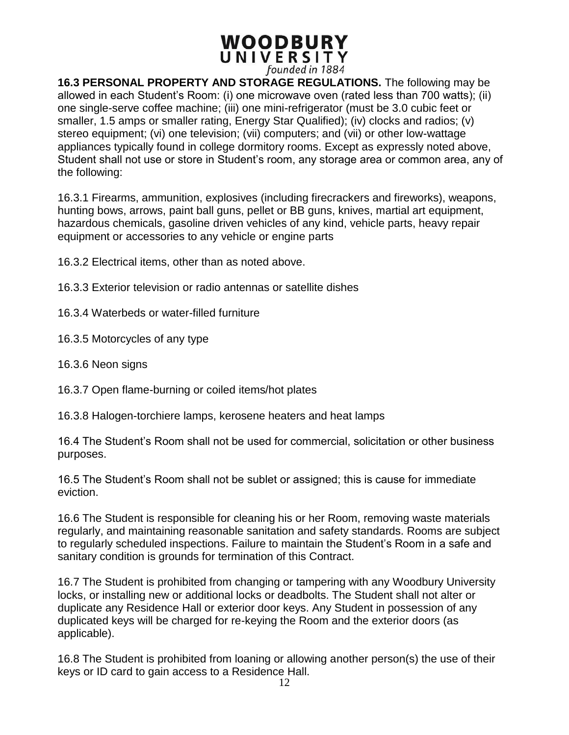**16.3 PERSONAL PROPERTY AND STORAGE REGULATIONS.** The following may be allowed in each Student's Room: (i) one microwave oven (rated less than 700 watts); (ii) one single-serve coffee machine; (iii) one mini-refrigerator (must be 3.0 cubic feet or smaller, 1.5 amps or smaller rating, Energy Star Qualified); (iv) clocks and radios; (v) stereo equipment; (vi) one television; (vii) computers; and (vii) or other low-wattage appliances typically found in college dormitory rooms. Except as expressly noted above, Student shall not use or store in Student's room, any storage area or common area, any of the following:

16.3.1 Firearms, ammunition, explosives (including firecrackers and fireworks), weapons, hunting bows, arrows, paint ball guns, pellet or BB guns, knives, martial art equipment, hazardous chemicals, gasoline driven vehicles of any kind, vehicle parts, heavy repair equipment or accessories to any vehicle or engine parts

16.3.2 Electrical items, other than as noted above.

16.3.3 Exterior television or radio antennas or satellite dishes

16.3.4 Waterbeds or water-filled furniture

16.3.5 Motorcycles of any type

16.3.6 Neon signs

16.3.7 Open flame-burning or coiled items/hot plates

16.3.8 Halogen-torchiere lamps, kerosene heaters and heat lamps

16.4 The Student's Room shall not be used for commercial, solicitation or other business purposes.

16.5 The Student's Room shall not be sublet or assigned; this is cause for immediate eviction.

16.6 The Student is responsible for cleaning his or her Room, removing waste materials regularly, and maintaining reasonable sanitation and safety standards. Rooms are subject to regularly scheduled inspections. Failure to maintain the Student's Room in a safe and sanitary condition is grounds for termination of this Contract.

16.7 The Student is prohibited from changing or tampering with any Woodbury University locks, or installing new or additional locks or deadbolts. The Student shall not alter or duplicate any Residence Hall or exterior door keys. Any Student in possession of any duplicated keys will be charged for re-keying the Room and the exterior doors (as applicable).

16.8 The Student is prohibited from loaning or allowing another person(s) the use of their keys or ID card to gain access to a Residence Hall.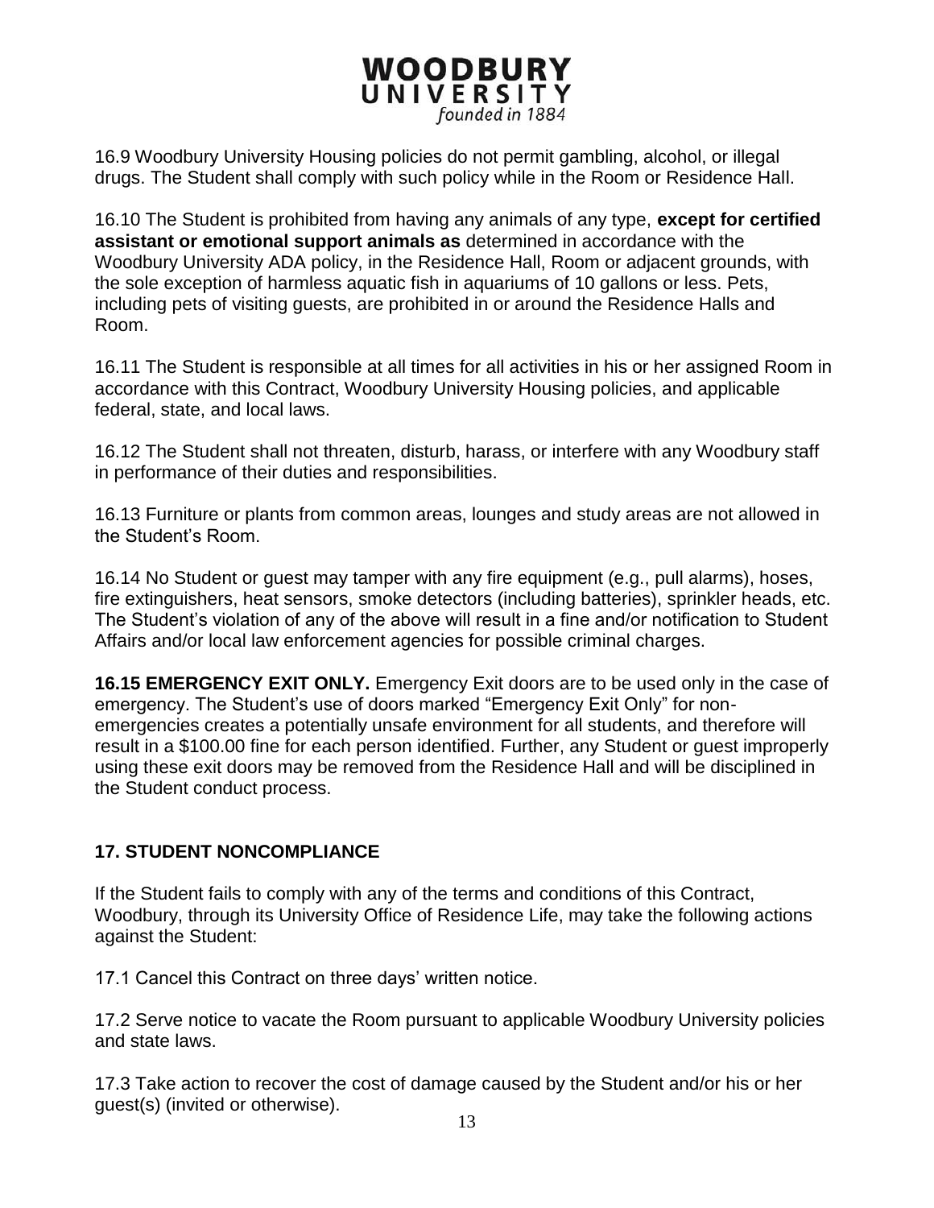16.9 Woodbury University Housing policies do not permit gambling, alcohol, or illegal drugs. The Student shall comply with such policy while in the Room or Residence Hall.

16.10 The Student is prohibited from having any animals of any type, **except for certified assistant or emotional support animals as** determined in accordance with the Woodbury University ADA policy, in the Residence Hall, Room or adjacent grounds, with the sole exception of harmless aquatic fish in aquariums of 10 gallons or less. Pets, including pets of visiting guests, are prohibited in or around the Residence Halls and Room.

16.11 The Student is responsible at all times for all activities in his or her assigned Room in accordance with this Contract, Woodbury University Housing policies, and applicable federal, state, and local laws.

16.12 The Student shall not threaten, disturb, harass, or interfere with any Woodbury staff in performance of their duties and responsibilities.

16.13 Furniture or plants from common areas, lounges and study areas are not allowed in the Student's Room.

16.14 No Student or guest may tamper with any fire equipment (e.g., pull alarms), hoses, fire extinguishers, heat sensors, smoke detectors (including batteries), sprinkler heads, etc. The Student's violation of any of the above will result in a fine and/or notification to Student Affairs and/or local law enforcement agencies for possible criminal charges.

**16.15 EMERGENCY EXIT ONLY.** Emergency Exit doors are to be used only in the case of emergency. The Student's use of doors marked "Emergency Exit Only" for non-emergencies creates a potentially unsafe environment for all students, and therefore will result in a $100.00 fine for each person identified. Further, any Student or guest improperly using these exit doors may be removed from the Residence Hall and will be disciplined in the Student conduct process.

## 17. STUDENT NONCOMPLIANCE

If the Student fails to comply with any of the terms and conditions of this Contract, Woodbury, through its University Office of Residence Life, may take the following actions against the Student:

17.1 Cancel this Contract on three days' written notice.

17.2 Serve notice to vacate the Room pursuant to applicable Woodbury University policies and state laws.

17.3 Take action to recover the cost of damage caused by the Student and/or his or her guest(s) (invited or otherwise).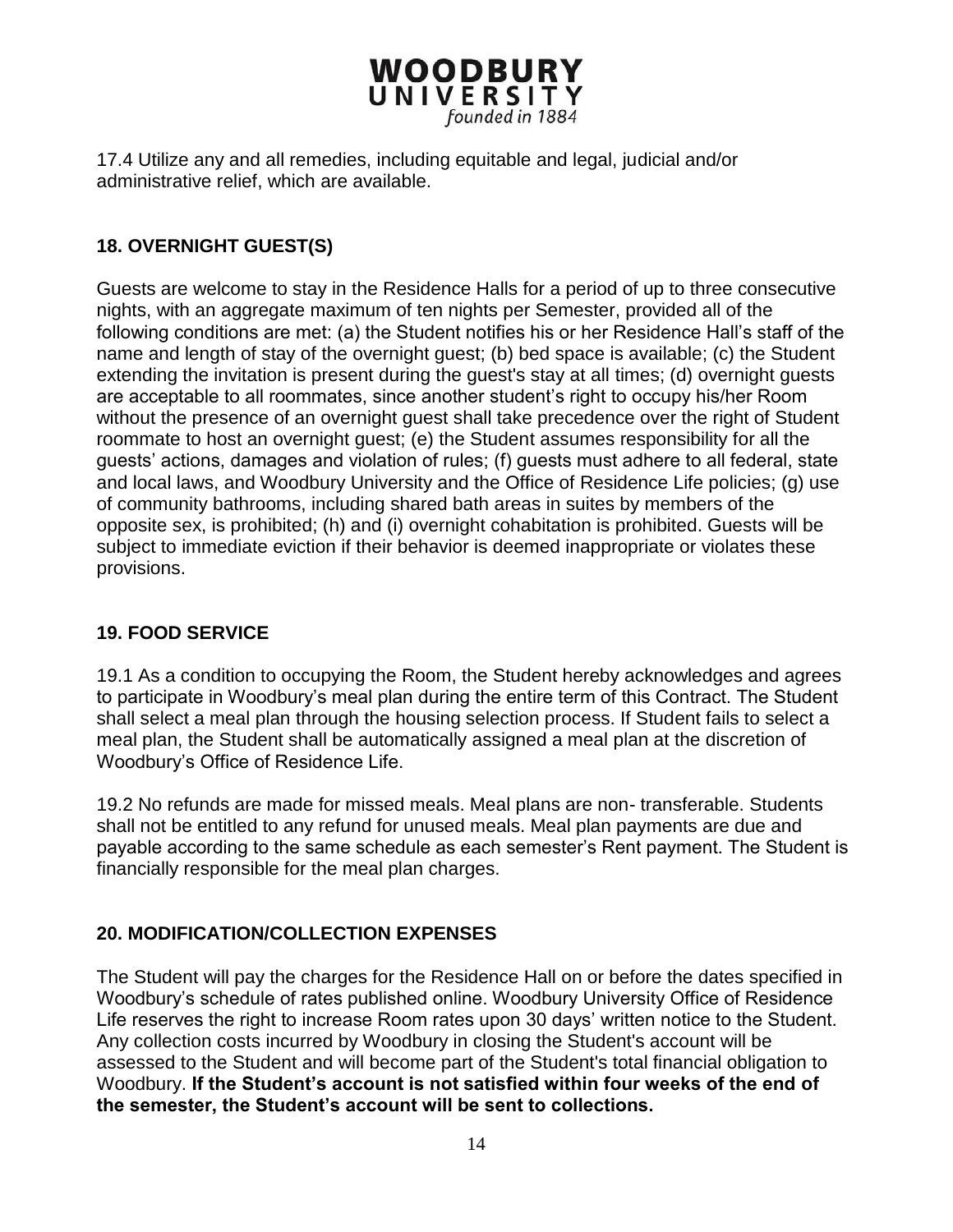17.4 Utilize any and all remedies, including equitable and legal, judicial and/or administrative relief, which are available.

## 18. OVERNIGHT GUEST(S)

Guests are welcome to stay in the Residence Halls for a period of up to three consecutive nights, with an aggregate maximum of ten nights per Semester, provided all of the following conditions are met: (a) the Student notifies his or her Residence Hall's staff of the name and length of stay of the overnight guest; (b) bed space is available; (c) the Student extending the invitation is present during the guest's stay at all times; (d) overnight guests are acceptable to all roommates, since another student's right to occupy his/her Room without the presence of an overnight guest shall take precedence over the right of Student roommate to host an overnight guest; (e) the Student assumes responsibility for all the guests' actions, damages and violation of rules; (f) guests must adhere to all federal, state and local laws, and Woodbury University and the Office of Residence Life policies; (g) use of community bathrooms, including shared bath areas in suites by members of the opposite sex, is prohibited; (h) and (i) overnight cohabitation is prohibited. Guests will be subject to immediate eviction if their behavior is deemed inappropriate or violates these provisions.

## 19. FOOD SERVICE

19.1 As a condition to occupying the Room, the Student hereby acknowledges and agrees to participate in Woodbury's meal plan during the entire term of this Contract. The Student shall select a meal plan through the housing selection process. If Student fails to select a meal plan, the Student shall be automatically assigned a meal plan at the discretion of Woodbury's Office of Residence Life.

19.2 No refunds are made for missed meals. Meal plans are non- transferable. Students shall not be entitled to any refund for unused meals. Meal plan payments are due and payable according to the same schedule as each semester's Rent payment. The Student is financially responsible for the meal plan charges.

## 20. MODIFICATION/COLLECTION EXPENSES

The Student will pay the charges for the Residence Hall on or before the dates specified in Woodbury's schedule of rates published online. Woodbury University Office of Residence Life reserves the right to increase Room rates upon 30 days' written notice to the Student. Any collection costs incurred by Woodbury in closing the Student's account will be assessed to the Student and will become part of the Student's total financial obligation to Woodbury. **If the Student's account is not satisfied within four weeks of the end of the semester, the Student's account will be sent to collections.**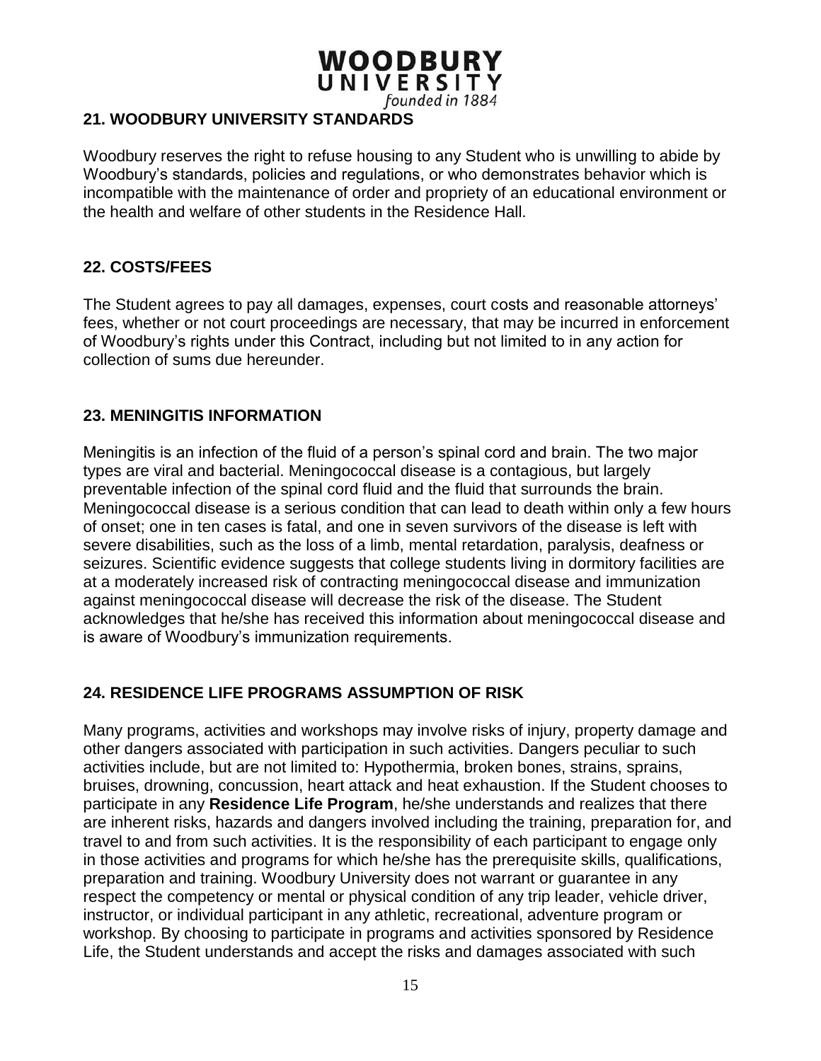## 21. WOODBURY UNIVERSITY STANDARDS

Woodbury reserves the right to refuse housing to any Student who is unwilling to abide by Woodbury's standards, policies and regulations, or who demonstrates behavior which is incompatible with the maintenance of order and propriety of an educational environment or the health and welfare of other students in the Residence Hall.

## 22. COSTS/FEES

The Student agrees to pay all damages, expenses, court costs and reasonable attorneys' fees, whether or not court proceedings are necessary, that may be incurred in enforcement of Woodbury's rights under this Contract, including but not limited to in any action for collection of sums due hereunder.

## 23. MENINGITIS INFORMATION

Meningitis is an infection of the fluid of a person's spinal cord and brain. The two major types are viral and bacterial. Meningococcal disease is a contagious, but largely preventable infection of the spinal cord fluid and the fluid that surrounds the brain. Meningococcal disease is a serious condition that can lead to death within only a few hours of onset; one in ten cases is fatal, and one in seven survivors of the disease is left with severe disabilities, such as the loss of a limb, mental retardation, paralysis, deafness or seizures. Scientific evidence suggests that college students living in dormitory facilities are at a moderately increased risk of contracting meningococcal disease and immunization against meningococcal disease will decrease the risk of the disease. The Student acknowledges that he/she has received this information about meningococcal disease and is aware of Woodbury's immunization requirements.

## 24. RESIDENCE LIFE PROGRAMS ASSUMPTION OF RISK

Many programs, activities and workshops may involve risks of injury, property damage and other dangers associated with participation in such activities. Dangers peculiar to such activities include, but are not limited to: Hypothermia, broken bones, strains, sprains, bruises, drowning, concussion, heart attack and heat exhaustion. If the Student chooses to participate in any **Residence Life Program**, he/she understands and realizes that there are inherent risks, hazards and dangers involved including the training, preparation for, and travel to and from such activities. It is the responsibility of each participant to engage only in those activities and programs for which he/she has the prerequisite skills, qualifications, preparation and training. Woodbury University does not warrant or guarantee in any respect the competency or mental or physical condition of any trip leader, vehicle driver, instructor, or individual participant in any athletic, recreational, adventure program or workshop. By choosing to participate in programs and activities sponsored by Residence Life, the Student understands and accept the risks and damages associated with such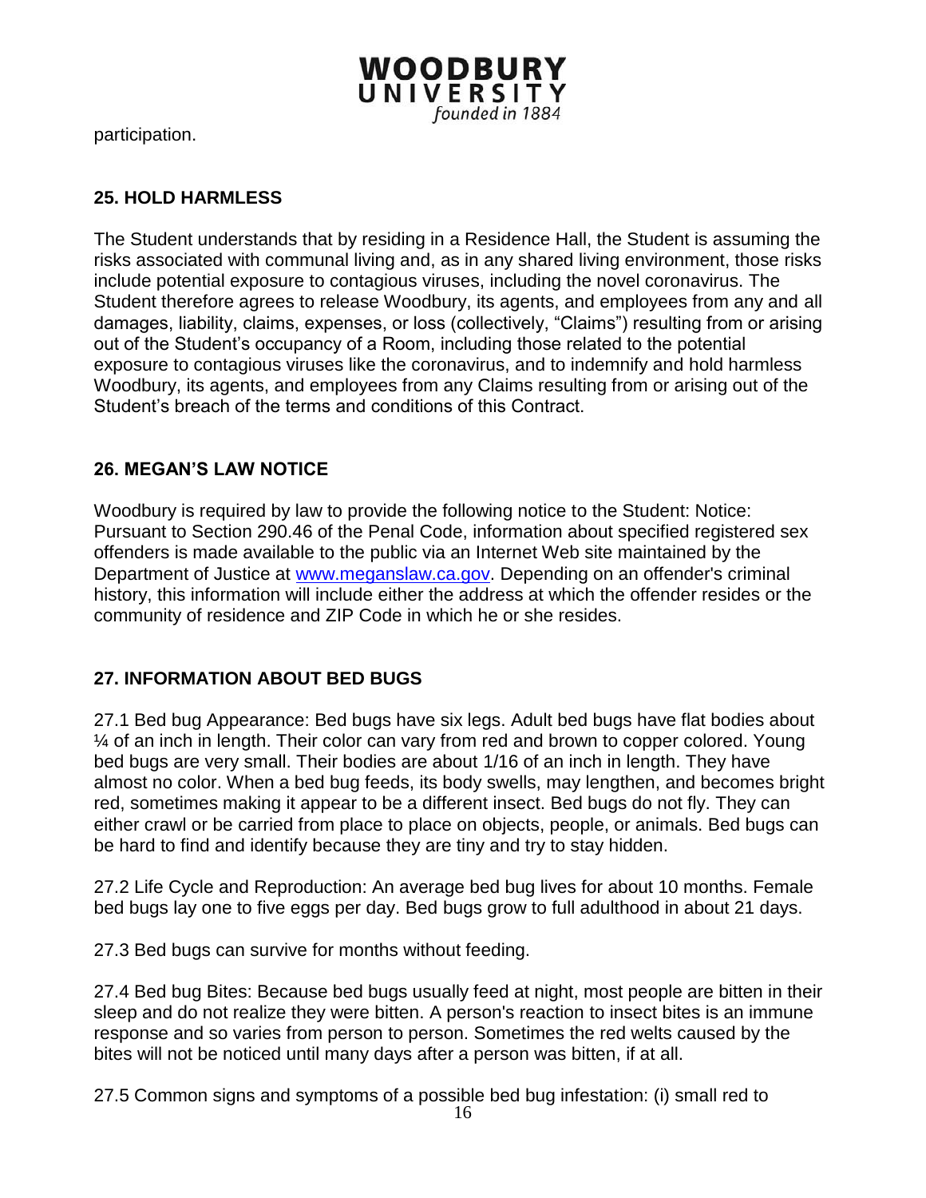participation.

## 25. HOLD HARMLESS

The Student understands that by residing in a Residence Hall, the Student is assuming the risks associated with communal living and, as in any shared living environment, those risks include potential exposure to contagious viruses, including the novel coronavirus. The Student therefore agrees to release Woodbury, its agents, and employees from any and all damages, liability, claims, expenses, or loss (collectively, "Claims") resulting from or arising out of the Student's occupancy of a Room, including those related to the potential exposure to contagious viruses like the coronavirus, and to indemnify and hold harmless Woodbury, its agents, and employees from any Claims resulting from or arising out of the Student's breach of the terms and conditions of this Contract.

## 26. MEGAN'S LAW NOTICE

Woodbury is required by law to provide the following notice to the Student: Notice: Pursuant to Section 290.46 of the Penal Code, information about specified registered sex offenders is made available to the public via an Internet Web site maintained by the Department of Justice at [www.meganslaw.ca.gov](http://www.meganslaw.ca.gov). Depending on an offender's criminal history, this information will include either the address at which the offender resides or the community of residence and ZIP Code in which he or she resides.

## 27. INFORMATION ABOUT BED BUGS

27.1 Bed bug Appearance: Bed bugs have six legs. Adult bed bugs have flat bodies about ¼ of an inch in length. Their color can vary from red and brown to copper colored. Young bed bugs are very small. Their bodies are about 1/16 of an inch in length. They have almost no color. When a bed bug feeds, its body swells, may lengthen, and becomes bright red, sometimes making it appear to be a different insect. Bed bugs do not fly. They can either crawl or be carried from place to place on objects, people, or animals. Bed bugs can be hard to find and identify because they are tiny and try to stay hidden.

27.2 Life Cycle and Reproduction: An average bed bug lives for about 10 months. Female bed bugs lay one to five eggs per day. Bed bugs grow to full adulthood in about 21 days.

27.3 Bed bugs can survive for months without feeding.

27.4 Bed bug Bites: Because bed bugs usually feed at night, most people are bitten in their sleep and do not realize they were bitten. A person's reaction to insect bites is an immune response and so varies from person to person. Sometimes the red welts caused by the bites will not be noticed until many days after a person was bitten, if at all.

27.5 Common signs and symptoms of a possible bed bug infestation: (i) small red to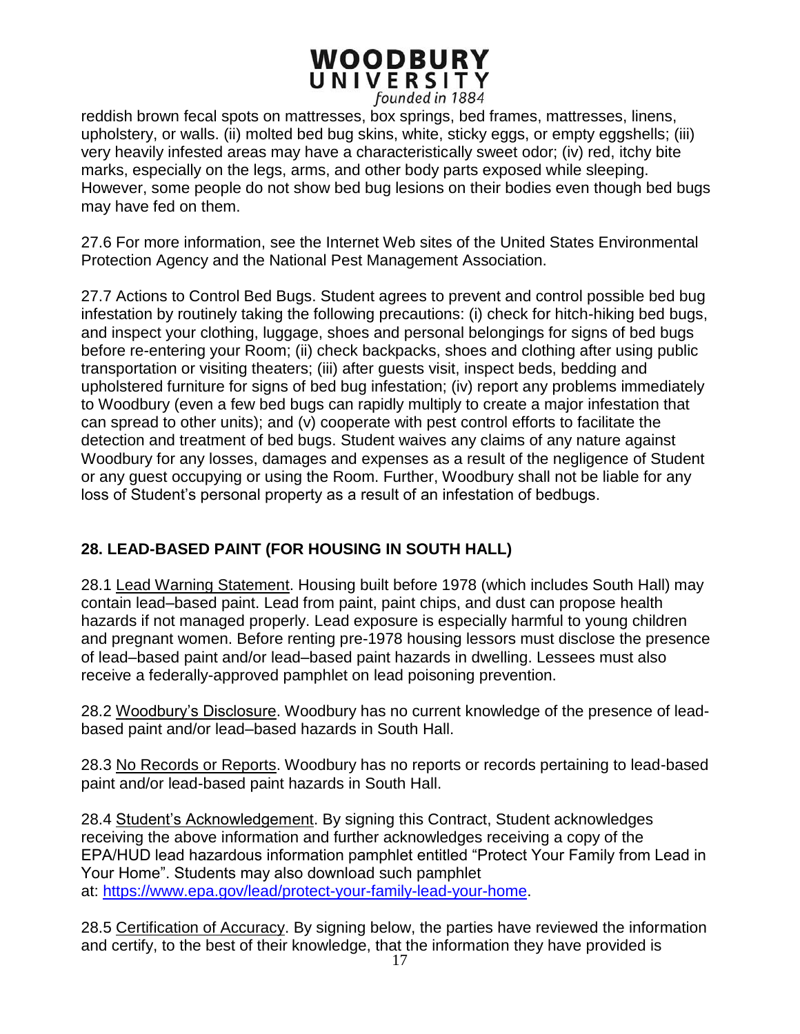reddish brown fecal spots on mattresses, box springs, bed frames, mattresses, linens, upholstery, or walls. (ii) molted bed bug skins, white, sticky eggs, or empty eggshells; (iii) very heavily infested areas may have a characteristically sweet odor; (iv) red, itchy bite marks, especially on the legs, arms, and other body parts exposed while sleeping. However, some people do not show bed bug lesions on their bodies even though bed bugs may have fed on them.

27.6 For more information, see the Internet Web sites of the United States Environmental Protection Agency and the National Pest Management Association.

27.7 Actions to Control Bed Bugs. Student agrees to prevent and control possible bed bug infestation by routinely taking the following precautions: (i) check for hitch-hiking bed bugs, and inspect your clothing, luggage, shoes and personal belongings for signs of bed bugs before re-entering your Room; (ii) check backpacks, shoes and clothing after using public transportation or visiting theaters; (iii) after guests visit, inspect beds, bedding and upholstered furniture for signs of bed bug infestation; (iv) report any problems immediately to Woodbury (even a few bed bugs can rapidly multiply to create a major infestation that can spread to other units); and (v) cooperate with pest control efforts to facilitate the detection and treatment of bed bugs. Student waives any claims of any nature against Woodbury for any losses, damages and expenses as a result of the negligence of Student or any guest occupying or using the Room. Further, Woodbury shall not be liable for any loss of Student's personal property as a result of an infestation of bedbugs.

## 28. LEAD-BASED PAINT (FOR HOUSING IN SOUTH HALL)

28.1 Lead Warning Statement. Housing built before 1978 (which includes South Hall) may contain lead–based paint. Lead from paint, paint chips, and dust can propose health hazards if not managed properly. Lead exposure is especially harmful to young children and pregnant women. Before renting pre-1978 housing lessors must disclose the presence of lead–based paint and/or lead–based paint hazards in dwelling. Lessees must also receive a federally-approved pamphlet on lead poisoning prevention.

28.2 Woodbury's Disclosure. Woodbury has no current knowledge of the presence of lead-based paint and/or lead–based hazards in South Hall.

28.3 No Records or Reports. Woodbury has no reports or records pertaining to lead-based paint and/or lead-based paint hazards in South Hall.

28.4 Student's Acknowledgement. By signing this Contract, Student acknowledges receiving the above information and further acknowledges receiving a copy of the EPA/HUD lead hazardous information pamphlet entitled "Protect Your Family from Lead in Your Home". Students may also download such pamphlet at: https://www.epa.gov/lead/protect-your-family-lead-your-home.

28.5 Certification of Accuracy. By signing below, the parties have reviewed the information and certify, to the best of their knowledge, that the information they have provided is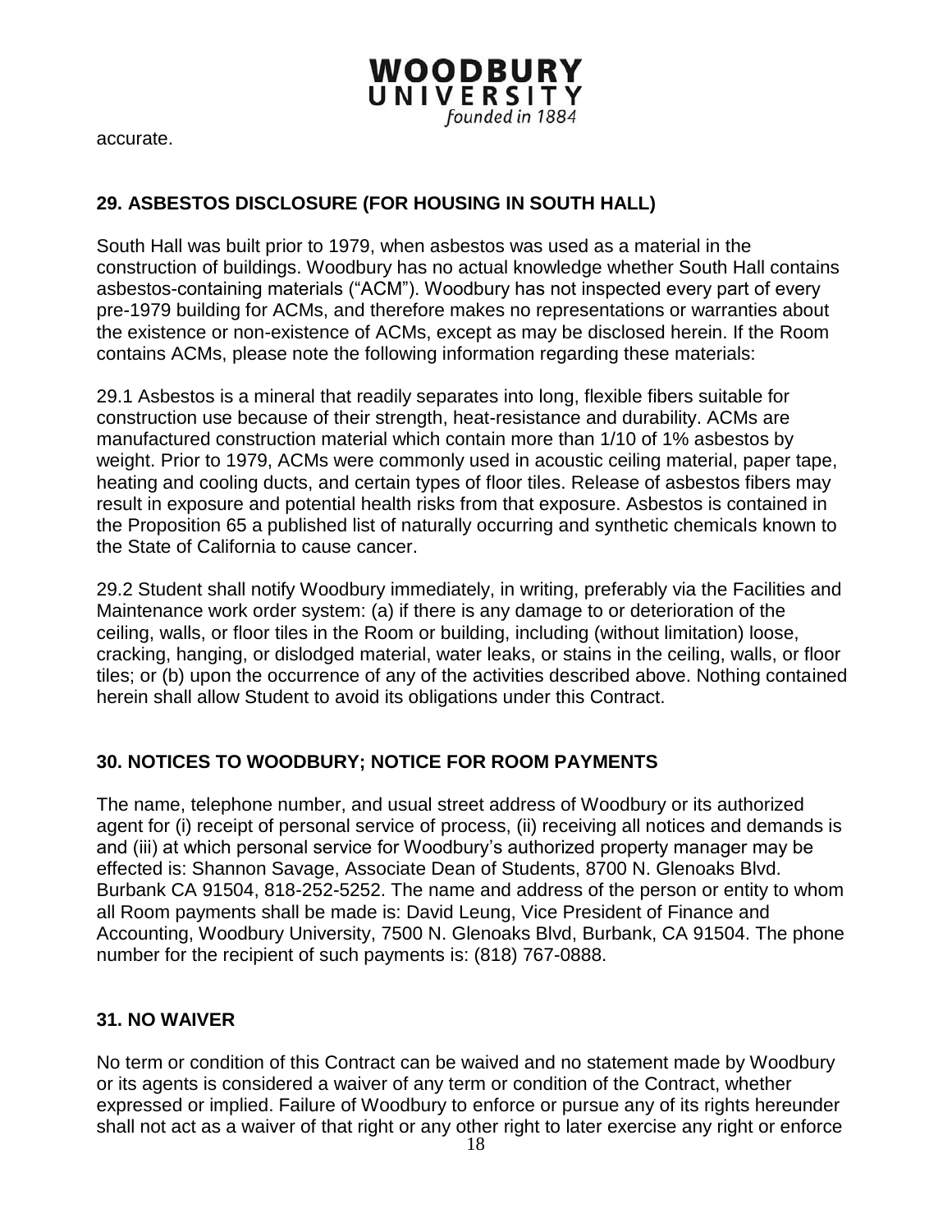accurate.

## 29. ASBESTOS DISCLOSURE (FOR HOUSING IN SOUTH HALL)

South Hall was built prior to 1979, when asbestos was used as a material in the construction of buildings. Woodbury has no actual knowledge whether South Hall contains asbestos-containing materials (“ACM”). Woodbury has not inspected every part of every pre-1979 building for ACMs, and therefore makes no representations or warranties about the existence or non-existence of ACMs, except as may be disclosed herein. If the Room contains ACMs, please note the following information regarding these materials:

29.1 Asbestos is a mineral that readily separates into long, flexible fibers suitable for construction use because of their strength, heat-resistance and durability. ACMs are manufactured construction material which contain more than 1/10 of 1% asbestos by weight. Prior to 1979, ACMs were commonly used in acoustic ceiling material, paper tape, heating and cooling ducts, and certain types of floor tiles. Release of asbestos fibers may result in exposure and potential health risks from that exposure. Asbestos is contained in the Proposition 65 a published list of naturally occurring and synthetic chemicals known to the State of California to cause cancer.

29.2 Student shall notify Woodbury immediately, in writing, preferably via the Facilities and Maintenance work order system: (a) if there is any damage to or deterioration of the ceiling, walls, or floor tiles in the Room or building, including (without limitation) loose, cracking, hanging, or dislodged material, water leaks, or stains in the ceiling, walls, or floor tiles; or (b) upon the occurrence of any of the activities described above. Nothing contained herein shall allow Student to avoid its obligations under this Contract.

## 30. NOTICES TO WOODBURY; NOTICE FOR ROOM PAYMENTS

The name, telephone number, and usual street address of Woodbury or its authorized agent for (i) receipt of personal service of process, (ii) receiving all notices and demands is and (iii) at which personal service for Woodbury’s authorized property manager may be effected is: Shannon Savage, Associate Dean of Students, 8700 N. Glenoaks Blvd. Burbank CA 91504, 818-252-5252. The name and address of the person or entity to whom all Room payments shall be made is: David Leung, Vice President of Finance and Accounting, Woodbury University, 7500 N. Glenoaks Blvd, Burbank, CA 91504. The phone number for the recipient of such payments is: (818) 767-0888.

## 31. NO WAIVER

No term or condition of this Contract can be waived and no statement made by Woodbury or its agents is considered a waiver of any term or condition of the Contract, whether expressed or implied. Failure of Woodbury to enforce or pursue any of its rights hereunder shall not act as a waiver of that right or any other right to later exercise any right or enforce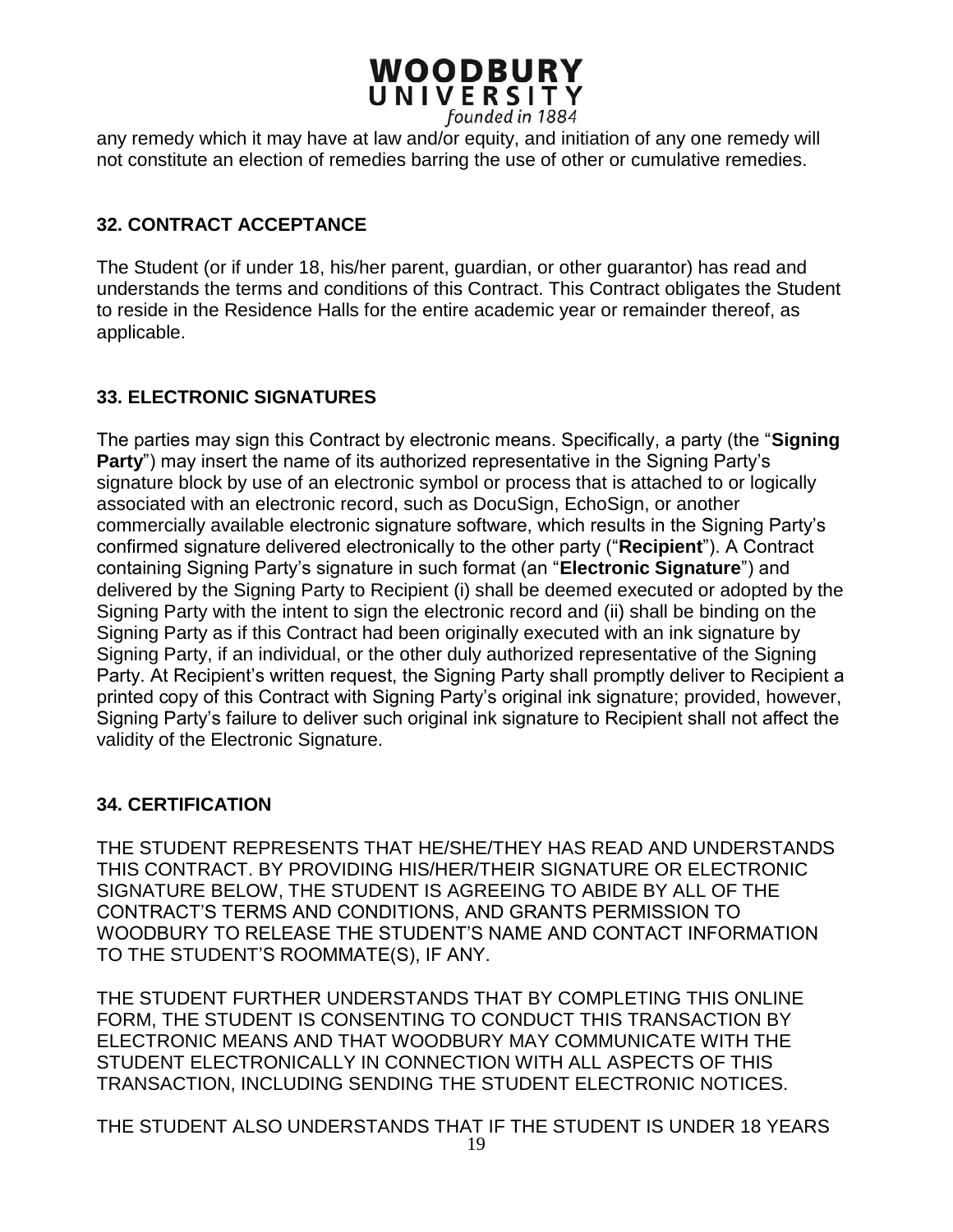any remedy which it may have at law and/or equity, and initiation of any one remedy will not constitute an election of remedies barring the use of other or cumulative remedies.

## 32. CONTRACT ACCEPTANCE

The Student (or if under 18, his/her parent, guardian, or other guarantor) has read and understands the terms and conditions of this Contract. This Contract obligates the Student to reside in the Residence Halls for the entire academic year or remainder thereof, as applicable.

## 33. ELECTRONIC SIGNATURES

The parties may sign this Contract by electronic means. Specifically, a party (the "**Signing Party**") may insert the name of its authorized representative in the Signing Party's signature block by use of an electronic symbol or process that is attached to or logically associated with an electronic record, such as DocuSign, EchoSign, or another commercially available electronic signature software, which results in the Signing Party's confirmed signature delivered electronically to the other party ("**Recipient**"). A Contract containing Signing Party's signature in such format (an "**Electronic Signature**") and delivered by the Signing Party to Recipient (i) shall be deemed executed or adopted by the Signing Party with the intent to sign the electronic record and (ii) shall be binding on the Signing Party as if this Contract had been originally executed with an ink signature by Signing Party, if an individual, or the other duly authorized representative of the Signing Party. At Recipient's written request, the Signing Party shall promptly deliver to Recipient a printed copy of this Contract with Signing Party's original ink signature; provided, however, Signing Party's failure to deliver such original ink signature to Recipient shall not affect the validity of the Electronic Signature.

## 34. CERTIFICATION

THE STUDENT REPRESENTS THAT HE/SHE/THEY HAS READ AND UNDERSTANDS THIS CONTRACT. BY PROVIDING HIS/HER/THEIR SIGNATURE OR ELECTRONIC SIGNATURE BELOW, THE STUDENT IS AGREEING TO ABIDE BY ALL OF THE CONTRACT'S TERMS AND CONDITIONS, AND GRANTS PERMISSION TO WOODBURY TO RELEASE THE STUDENT'S NAME AND CONTACT INFORMATION TO THE STUDENT'S ROOMMATE(S), IF ANY.

THE STUDENT FURTHER UNDERSTANDS THAT BY COMPLETING THIS ONLINE FORM, THE STUDENT IS CONSENTING TO CONDUCT THIS TRANSACTION BY ELECTRONIC MEANS AND THAT WOODBURY MAY COMMUNICATE WITH THE STUDENT ELECTRONICALLY IN CONNECTION WITH ALL ASPECTS OF THIS TRANSACTION, INCLUDING SENDING THE STUDENT ELECTRONIC NOTICES.

THE STUDENT ALSO UNDERSTANDS THAT IF THE STUDENT IS UNDER 18 YEARS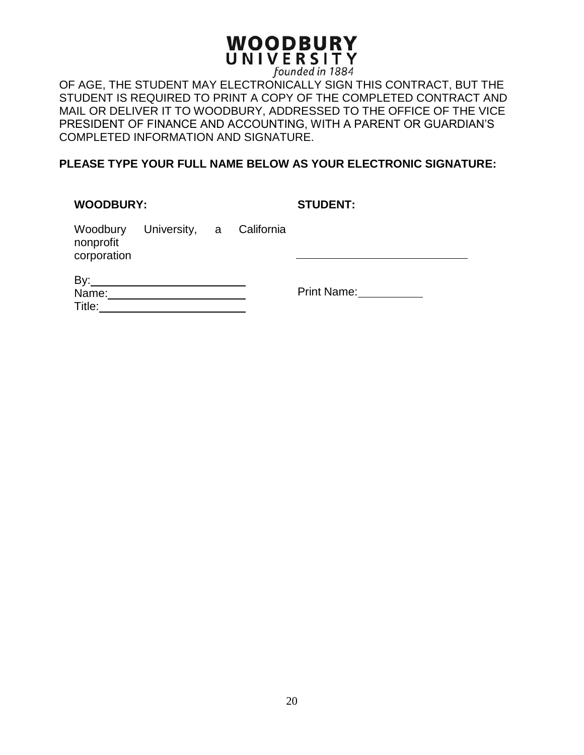OF AGE, THE STUDENT MAY ELECTRONICALLY SIGN THIS CONTRACT, BUT THE STUDENT IS REQUIRED TO PRINT A COPY OF THE COMPLETED CONTRACT AND MAIL OR DELIVER IT TO WOODBURY, ADDRESSED TO THE OFFICE OF THE VICE PRESIDENT OF FINANCE AND ACCOUNTING, WITH A PARENT OR GUARDIAN'S COMPLETED INFORMATION AND SIGNATURE.

**PLEASE TYPE YOUR FULL NAME BELOW AS YOUR ELECTRONIC SIGNATURE:**

| | |
|---|---|
| **WOODBURY:** | **STUDENT:** |
| Woodbury University, a California nonprofit corporation | \_\_\_\_\_\_\_\_\_\_\_\_\_\_\_\_\_\_\_\_\_\_\_\_\_\_\_\_ |
| By: \_\_\_\_\_\_\_\_\_\_\_\_\_\_\_\_\_\_\_\_\_\_\_\_\_\_\_\_ | |
| Name: \_\_\_\_\_\_\_\_\_\_\_\_\_\_\_\_\_\_\_\_\_\_\_\_\_\_ | Print Name: \_\_\_\_\_\_\_\_\_\_\_\_ |
| Title: \_\_\_\_\_\_\_\_\_\_\_\_\_\_\_\_\_\_\_\_\_\_\_\_\_\_\_ | |